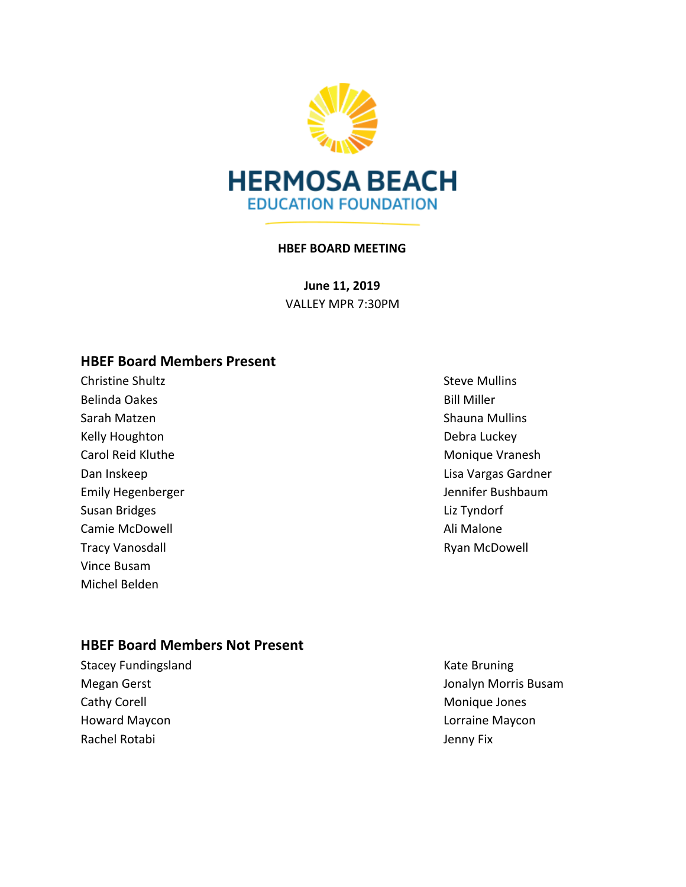HERMOSA BEACH
EDUCATION FOUNDATION

**HBEF BOARD MEETING**

**June 11, 2019**
VALLEY MPR 7:30PM

## HBEF Board Members Present

Christine Shultz
Belinda Oakes
Sarah Matzen
Kelly Houghton
Carol Reid Kluthe
Dan Inskeep
Emily Hegenberger
Susan Bridges
Camie McDowell
Tracy Vanosdall
Vince Busam
Michel Belden
Steve Mullins
Bill Miller
Shauna Mullins
Debra Luckey
Monique Vranesh
Lisa Vargas Gardner
Jennifer Bushbaum
Liz Tyndorf
Ali Malone
Ryan McDowell

## HBEF Board Members Not Present

Stacey Fundingsland
Megan Gerst
Cathy Corell
Howard Maycon
Rachel Rotabi
Kate Bruning
Jonalyn Morris Busam
Monique Jones
Lorraine Maycon
Jenny Fix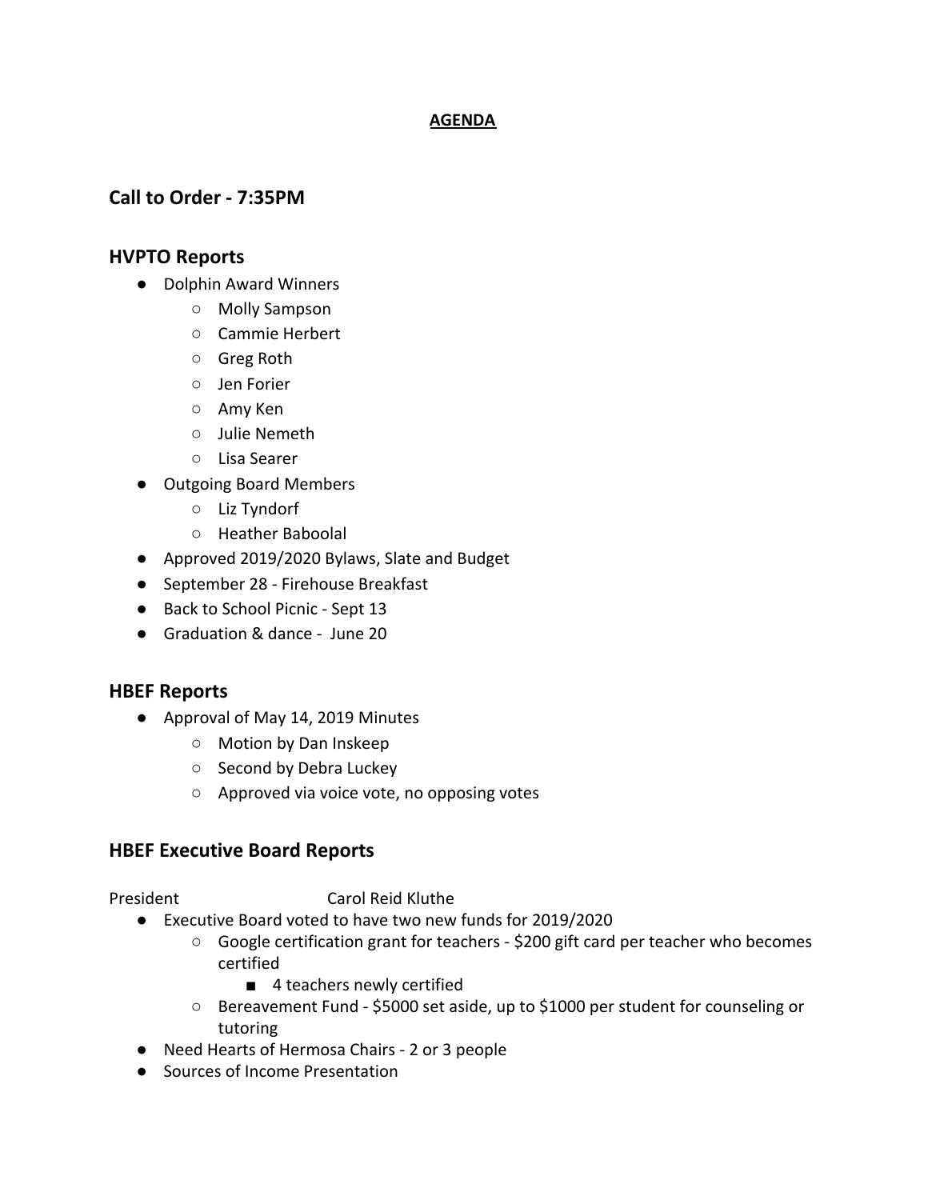**AGENDA**

## Call to Order - 7:35PM

## HVPTO Reports

- Dolphin Award Winners
  - Molly Sampson
  - Cammie Herbert
  - Greg Roth
  - Jen Forier
  - Amy Ken
  - Julie Nemeth
  - Lisa Searer
- Outgoing Board Members
  - Liz Tyndorf
  - Heather Baboolal
- Approved 2019/2020 Bylaws, Slate and Budget
- September 28 - Firehouse Breakfast
- Back to School Picnic - Sept 13
- Graduation & dance - June 20

## HBEF Reports

- Approval of May 14, 2019 Minutes
  - Motion by Dan Inskeep
  - Second by Debra Luckey
  - Approved via voice vote, no opposing votes

## HBEF Executive Board Reports

President Carol Reid Kluthe

- Executive Board voted to have two new funds for 2019/2020
  - Google certification grant for teachers - $200 gift card per teacher who becomes certified
    - 4 teachers newly certified
  - Bereavement Fund - $5000 set aside, up to $1000 per student for counseling or tutoring
- Need Hearts of Hermosa Chairs - 2 or 3 people
- Sources of Income Presentation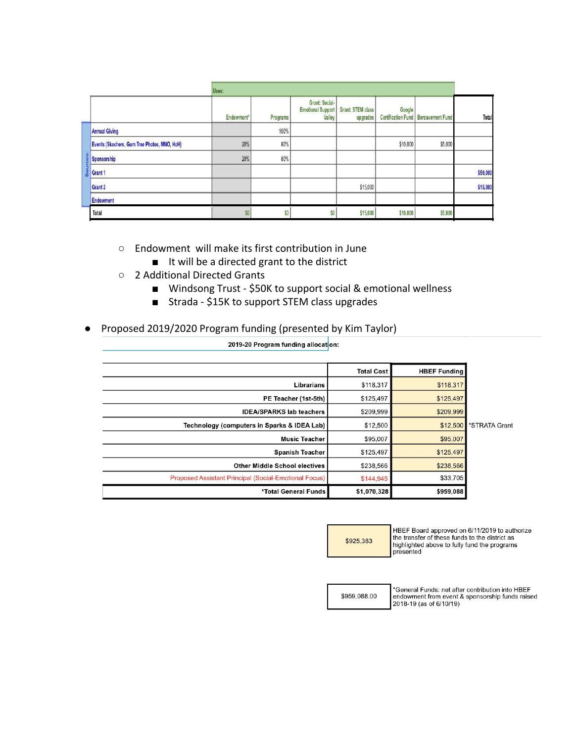| | Uses: | | | | | | |
|---|---|---|---|---|---|---|---|
| | Endowment* | Programs | Grant: Social-Emotional Support Valley | Grant: STEM class upgrades | Google Certification Fund | Bereavement Fund | Total |
| **Sources:** Annual Giving | | 100% | | | | | |
| Events (Skechers, Gum Tree Photos, MNO, HoH) | 20% | 80% | | | $10,000 | $5,000 | |
| Sponsorship | 20% | 80% | | | | | |
| Grant 1 | | | | | | | $50,000 |
| Grant 2 | | | | $15,000 | | | $15,000 |
| Endowment | | | | | | | |
| Total | $0 | $3 | $0 | $15,000 | $10,000 | $5,000 | |

- Endowment will make its first contribution in June
  - It will be a directed grant to the district
- 2 Additional Directed Grants
  - Windsong Trust - $50K to support social & emotional wellness
  - Strada - $15K to support STEM class upgrades

- Proposed 2019/2020 Program funding (presented by Kim Taylor)

**2019-20 Program funding allocation:**

| | Total Cost | HBEF Funding | |
|---|---|---|---|
| Librarians | $118,317 | $118,317 | |
| PE Teacher (1st-5th) | $125,497 | $125,497 | |
| IDEA/SPARKS lab teachers | $209,999 | $209,999 | |
| Technology (computers in Sparks & IDEA Lab) | $12,500 | $12,500 | *STRATA Grant |
| Music Teacher | $95,007 | $95,007 | |
| Spanish Teacher | $125,497 | $125,497 | |
| Other Middle School electives | $238,566 | $238,566 | |
| Proposed Assistant Principal (Social-Emotional Focus) | $144,945 | $33,705 | |
| *Total General Funds | $1,070,328 | $959,088 | |

| | |
|---|---|
| $925,383 | HBEF Board approved on 6/11/2019 to authorize the transfer of these funds to the district as highlighted above to fully fund the programs presented |

| | |
|---|---|
| $959,088.00 | *General Funds: net after contribution into HBEF endowment from event & sponsorship funds raised 2018-19 (as of 6/10/19) |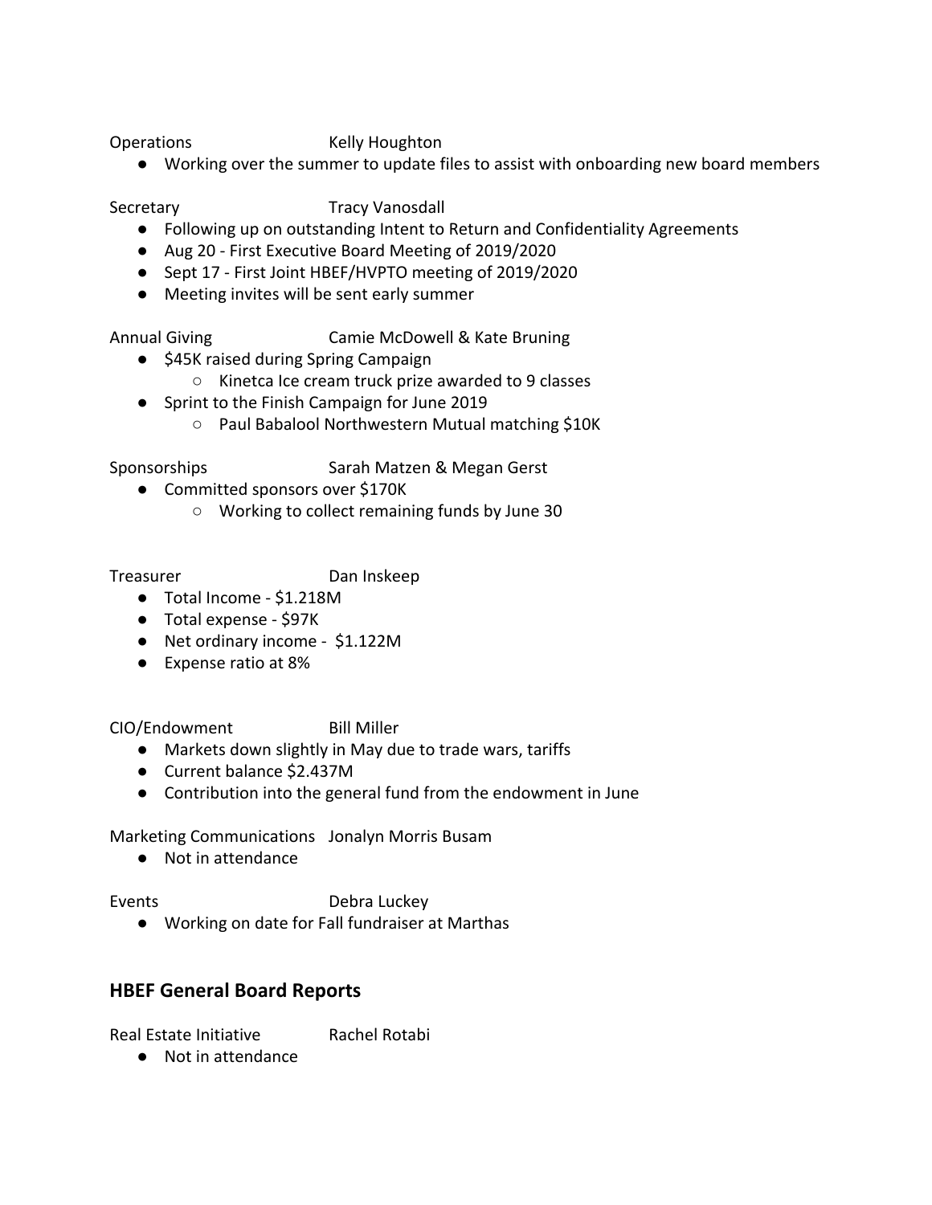Operations Kelly Houghton

- Working over the summer to update files to assist with onboarding new board members

Secretary Tracy Vanosdall

- Following up on outstanding Intent to Return and Confidentiality Agreements
- Aug 20 - First Executive Board Meeting of 2019/2020
- Sept 17 - First Joint HBEF/HVPTO meeting of 2019/2020
- Meeting invites will be sent early summer

Annual Giving Camie McDowell & Kate Bruning

- $45K raised during Spring Campaign
  - Kinetca Ice cream truck prize awarded to 9 classes
- Sprint to the Finish Campaign for June 2019
  - Paul Babalool Northwestern Mutual matching $10K

Sponsorships Sarah Matzen & Megan Gerst

- Committed sponsors over $170K
  - Working to collect remaining funds by June 30

Treasurer Dan Inskeep

- Total Income - $1.218M
- Total expense - $97K
- Net ordinary income - $1.122M
- Expense ratio at 8%

CIO/Endowment Bill Miller

- Markets down slightly in May due to trade wars, tariffs
- Current balance $2.437M
- Contribution into the general fund from the endowment in June

Marketing Communications Jonalyn Morris Busam

- Not in attendance

Events Debra Luckey

- Working on date for Fall fundraiser at Marthas

## HBEF General Board Reports

Real Estate Initiative Rachel Rotabi

- Not in attendance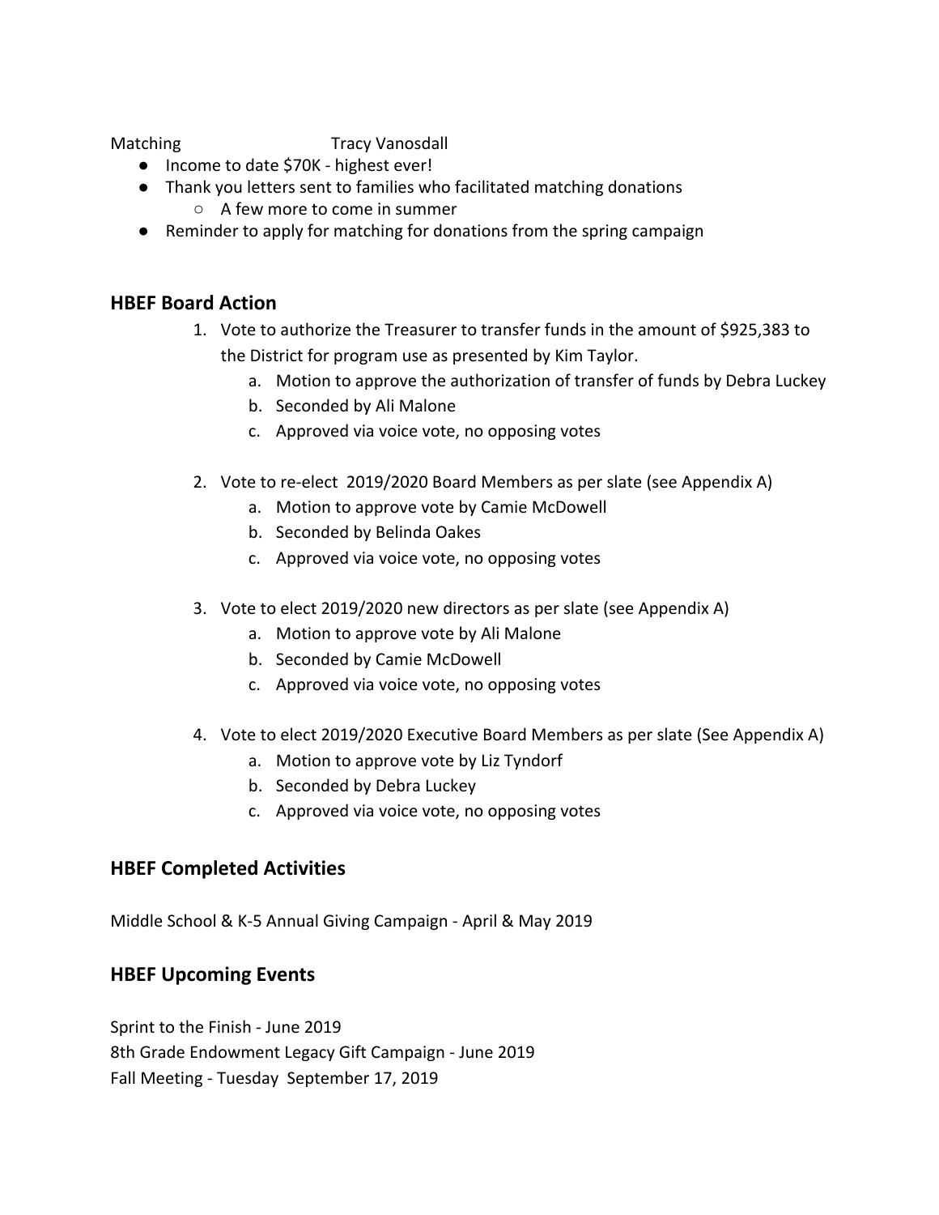Matching Tracy Vanosdall

- Income to date $70K - highest ever!
- Thank you letters sent to families who facilitated matching donations
  - A few more to come in summer
- Reminder to apply for matching for donations from the spring campaign

## HBEF Board Action

1. Vote to authorize the Treasurer to transfer funds in the amount of $925,383 to the District for program use as presented by Kim Taylor.
   a. Motion to approve the authorization of transfer of funds by Debra Luckey
   b. Seconded by Ali Malone
   c. Approved via voice vote, no opposing votes

2. Vote to re-elect 2019/2020 Board Members as per slate (see Appendix A)
   a. Motion to approve vote by Camie McDowell
   b. Seconded by Belinda Oakes
   c. Approved via voice vote, no opposing votes

3. Vote to elect 2019/2020 new directors as per slate (see Appendix A)
   a. Motion to approve vote by Ali Malone
   b. Seconded by Camie McDowell
   c. Approved via voice vote, no opposing votes

4. Vote to elect 2019/2020 Executive Board Members as per slate (See Appendix A)
   a. Motion to approve vote by Liz Tyndorf
   b. Seconded by Debra Luckey
   c. Approved via voice vote, no opposing votes

## HBEF Completed Activities

Middle School & K-5 Annual Giving Campaign - April & May 2019

## HBEF Upcoming Events

Sprint to the Finish - June 2019
8th Grade Endowment Legacy Gift Campaign - June 2019
Fall Meeting - Tuesday September 17, 2019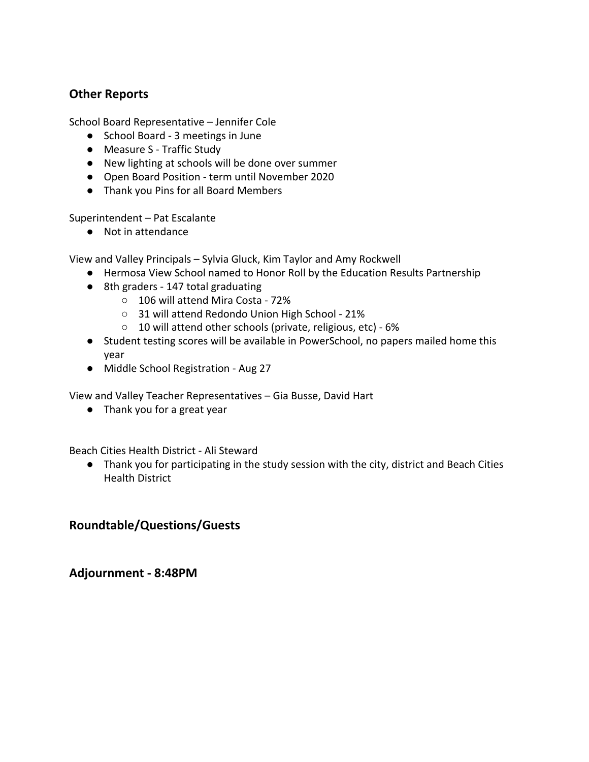## Other Reports

School Board Representative – Jennifer Cole

- School Board - 3 meetings in June
- Measure S - Traffic Study
- New lighting at schools will be done over summer
- Open Board Position - term until November 2020
- Thank you Pins for all Board Members

Superintendent – Pat Escalante

- Not in attendance

View and Valley Principals – Sylvia Gluck, Kim Taylor and Amy Rockwell

- Hermosa View School named to Honor Roll by the Education Results Partnership
- 8th graders - 147 total graduating
  - 106 will attend Mira Costa - 72%
  - 31 will attend Redondo Union High School - 21%
  - 10 will attend other schools (private, religious, etc) - 6%
- Student testing scores will be available in PowerSchool, no papers mailed home this year
- Middle School Registration - Aug 27

View and Valley Teacher Representatives – Gia Busse, David Hart

- Thank you for a great year

Beach Cities Health District - Ali Steward

- Thank you for participating in the study session with the city, district and Beach Cities Health District

## Roundtable/Questions/Guests

## Adjournment - 8:48PM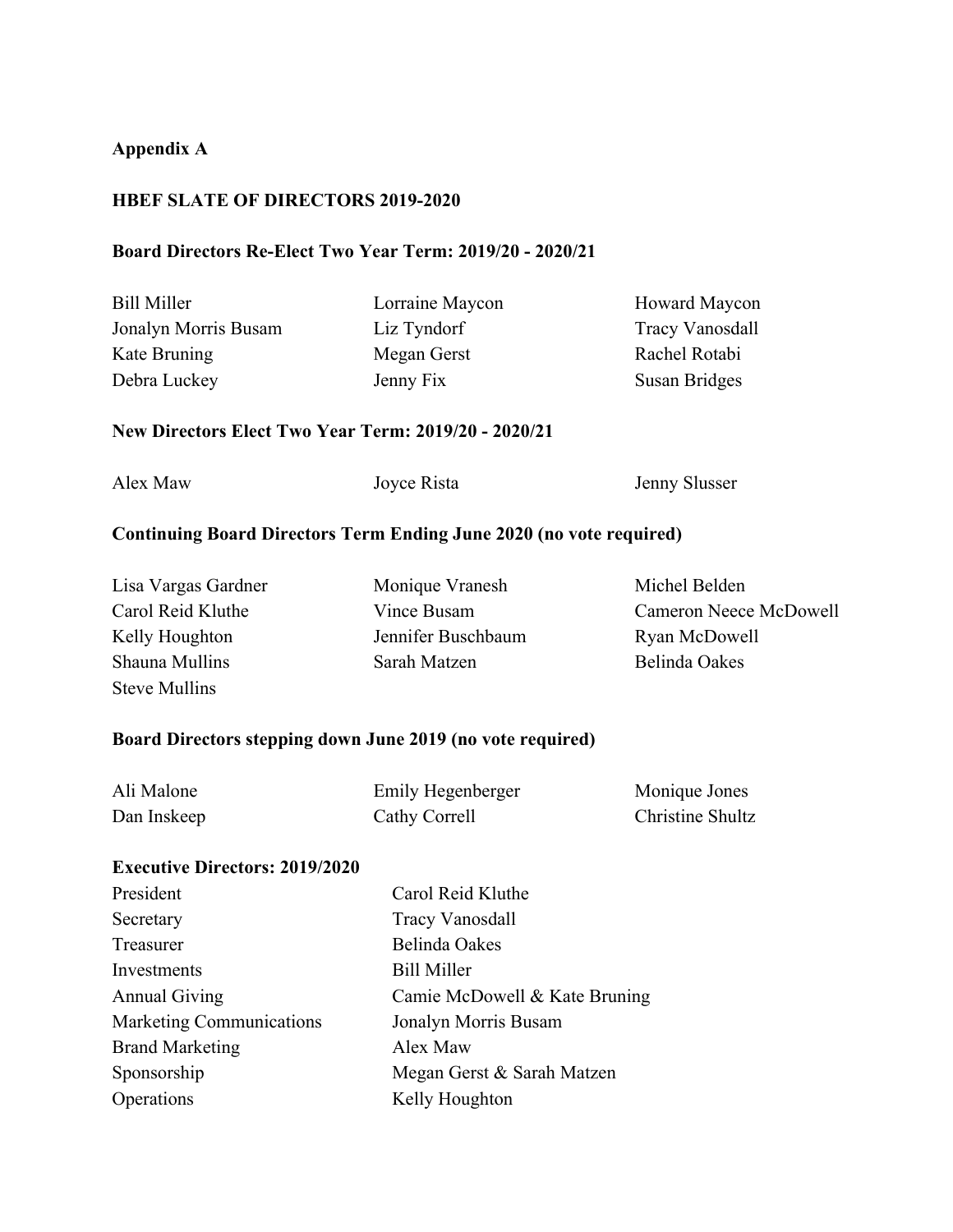**Appendix A**

**HBEF SLATE OF DIRECTORS 2019-2020**

**Board Directors Re-Elect Two Year Term: 2019/20 - 2020/21**

| | | |
|---|---|---|
| Bill Miller | Lorraine Maycon | Howard Maycon |
| Jonalyn Morris Busam | Liz Tyndorf | Tracy Vanosdall |
| Kate Bruning | Megan Gerst | Rachel Rotabi |
| Debra Luckey | Jenny Fix | Susan Bridges |

**New Directors Elect Two Year Term: 2019/20 - 2020/21**

| | | |
|---|---|---|
| Alex Maw | Joyce Rista | Jenny Slusser |

**Continuing Board Directors Term Ending June 2020 (no vote required)**

| | | |
|---|---|---|
| Lisa Vargas Gardner | Monique Vranesh | Michel Belden |
| Carol Reid Kluthe | Vince Busam | Cameron Neece McDowell |
| Kelly Houghton | Jennifer Buschbaum | Ryan McDowell |
| Shauna Mullins | Sarah Matzen | Belinda Oakes |
| Steve Mullins | | |

**Board Directors stepping down June 2019 (no vote required)**

| | | |
|---|---|---|
| Ali Malone | Emily Hegenberger | Monique Jones |
| Dan Inskeep | Cathy Correll | Christine Shultz |

**Executive Directors: 2019/2020**

| | |
|---|---|
| President | Carol Reid Kluthe |
| Secretary | Tracy Vanosdall |
| Treasurer | Belinda Oakes |
| Investments | Bill Miller |
| Annual Giving | Camie McDowell & Kate Bruning |
| Marketing Communications | Jonalyn Morris Busam |
| Brand Marketing | Alex Maw |
| Sponsorship | Megan Gerst & Sarah Matzen |
| Operations | Kelly Houghton |